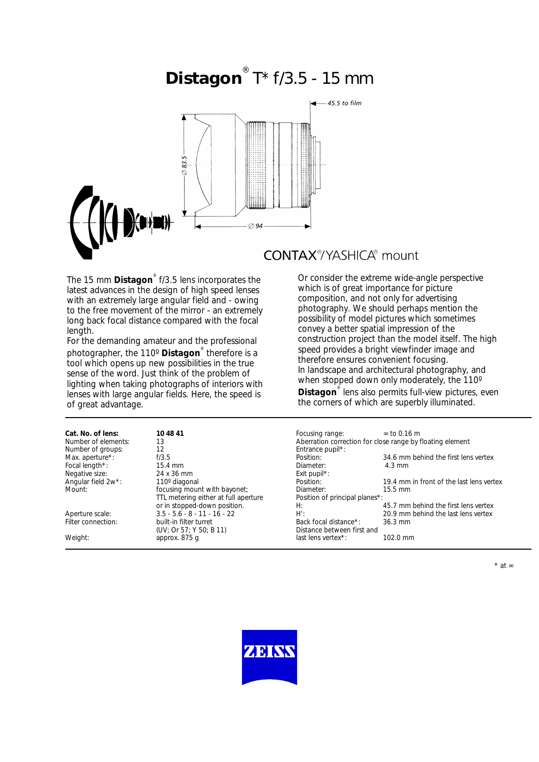# **Distagon**® T* f/3.5 - 15 mm

45.5 to film

∅ 83.5

∅ 94

CONTAX®/YASHICA® mount

The 15 mm **Distagon**® f/3.5 lens incorporates the latest advances in the design of high speed lenses with an extremely large angular field and - owing to the free movement of the mirror - an extremely long back focal distance compared with the focal length.
For the demanding amateur and the professional photographer, the 110º **Distagon**® therefore is a tool which opens up new possibilities in the true sense of the word. Just think of the problem of lighting when taking photographs of interiors with lenses with large angular fields. Here, the speed is of great advantage.

Or consider the extreme wide-angle perspective which is of great importance for picture composition, and not only for advertising photography. We should perhaps mention the possibility of model pictures which sometimes convey a better spatial impression of the construction project than the model itself. The high speed provides a bright viewfinder image and therefore ensures convenient focusing.
In landscape and architectural photography, and when stopped down only moderately, the 110º **Distagon**® lens also permits full-view pictures, even the corners of which are superbly illuminated.

| | |
|---|---|
| **Cat. No. of lens:** | **10 48 41** |
| Number of elements: | 13 |
| Number of groups: | 12 |
| Max. aperture*: | f/3.5 |
| Focal length*: | 15.4 mm |
| Negative size: | 24 x 36 mm |
| Angular field 2w*: | 110º diagonal |
| Mount: | focusing mount with bayonet; TTL metering either at full aperture or in stopped-down position. |
| Aperture scale: | 3.5 - 5.6 - 8 - 11 - 16 - 22 |
| Filter connection: | built-in filter turret (UV; Or 57; Y 50; B 11) |
| Weight: | approx. 875 g |

| | |
|---|---|
| Focusing range: | ∞ to 0.16 m |
| Aberration correction for close range by floating element | |
| Entrance pupil*: | |
| Position: | 34.6 mm behind the first lens vertex |
| Diameter: | 4.3 mm |
| Exit pupil*: | |
| Position: | 19.4 mm in front of the last lens vertex |
| Diameter: | 15.5 mm |
| Position of principal planes*: | |
| H: | 45.7 mm behind the first lens vertex |
| H': | 20.9 mm behind the last lens vertex |
| Back focal distance*: | 36.3 mm |
| Distance between first and last lens vertex*: | 102.0 mm |

\* at ∞

ZEISS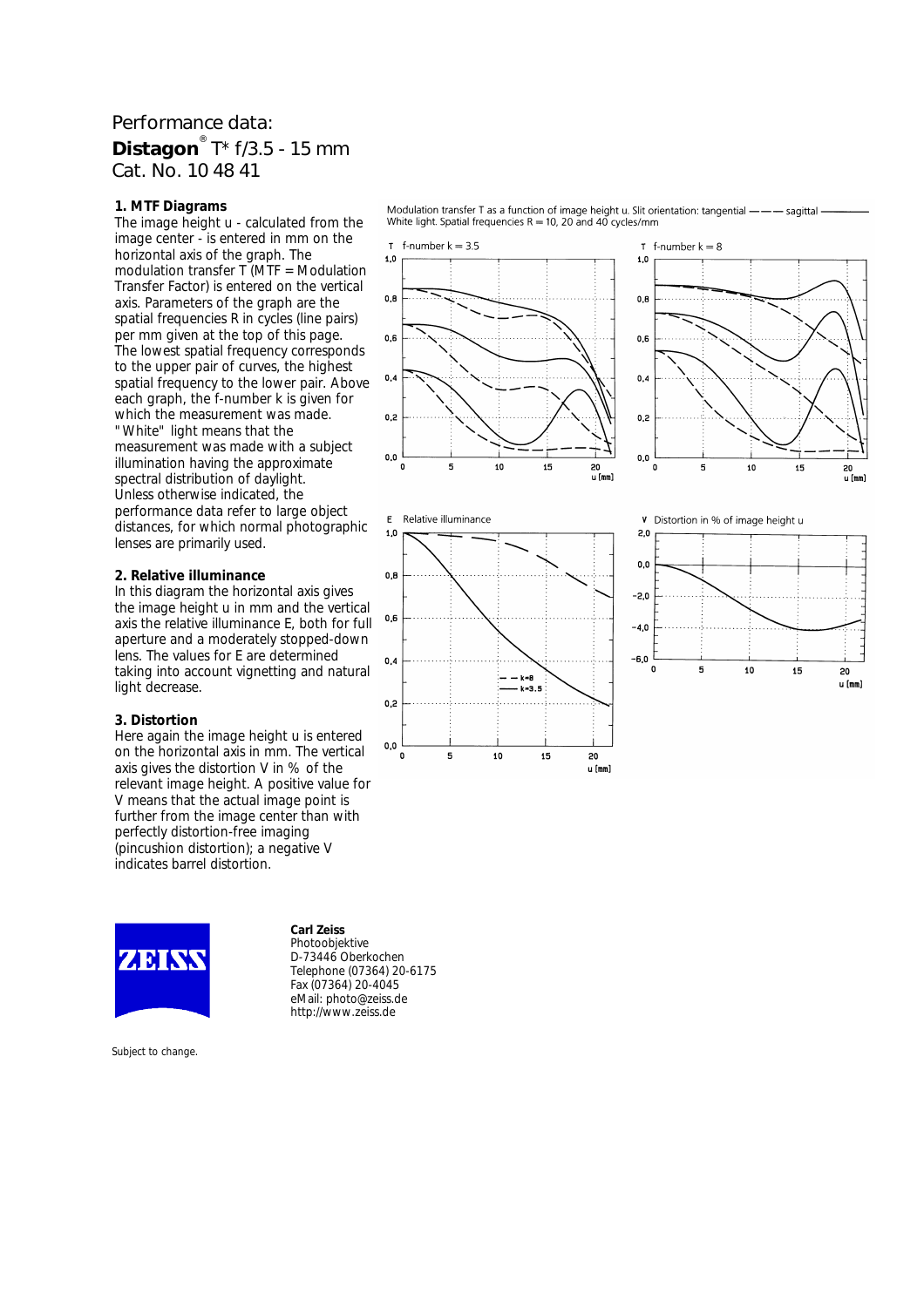Performance data:

# **Distagon**® T* f/3.5 - 15 mm

Cat. No. 10 48 41

### 1. MTF Diagrams

The image height u - calculated from the image center - is entered in mm on the horizontal axis of the graph. The modulation transfer T (MTF = Modulation Transfer Factor) is entered on the vertical axis. Parameters of the graph are the spatial frequencies R in cycles (line pairs) per mm given at the top of this page. The lowest spatial frequency corresponds to the upper pair of curves, the highest spatial frequency to the lower pair. Above each graph, the f-number k is given for which the measurement was made. "White" light means that the measurement was made with a subject illumination having the approximate spectral distribution of daylight.
Unless otherwise indicated, the performance data refer to large object distances, for which normal photographic lenses are primarily used.

### 2. Relative illuminance

In this diagram the horizontal axis gives the image height u in mm and the vertical axis the relative illuminance E, both for full aperture and a moderately stopped-down lens. The values for E are determined taking into account vignetting and natural light decrease.

### 3. Distortion

Here again the image height u is entered on the horizontal axis in mm. The vertical axis gives the distortion V in % of the relevant image height. A positive value for V means that the actual image point is further from the image center than with perfectly distortion-free imaging (pincushion distortion); a negative V indicates barrel distortion.

Modulation transfer T as a function of image height u. Slit orientation: tangential — — — sagittal ———
White light. Spatial frequencies R = 10, 20 and 40 cycles/mm

T f-number k = 3.5
1,0
0,8
0,6
0,4
0,2
0,0
0 5 10 15 20 u [mm]

T f-number k = 8
1,0
0,8
0,6
0,4
0,2
0,0
0 5 10 15 20 u [mm]

E Relative illuminance
1,0
0,8
0,6
0,4
0,2
0,0
0 5 10 15 20 u [mm]
— — k=8
—— k=3.5

V Distortion in % of image height u
2,0
0,0
-2,0
-4,0
-6,0
0 5 10 15 20 u [mm]

**Carl Zeiss**
Photoobjektive
D-73446 Oberkochen
Telephone (07364) 20-6175
Fax (07364) 20-4045
eMail: photo@zeiss.de
http://www.zeiss.de

Subject to change.